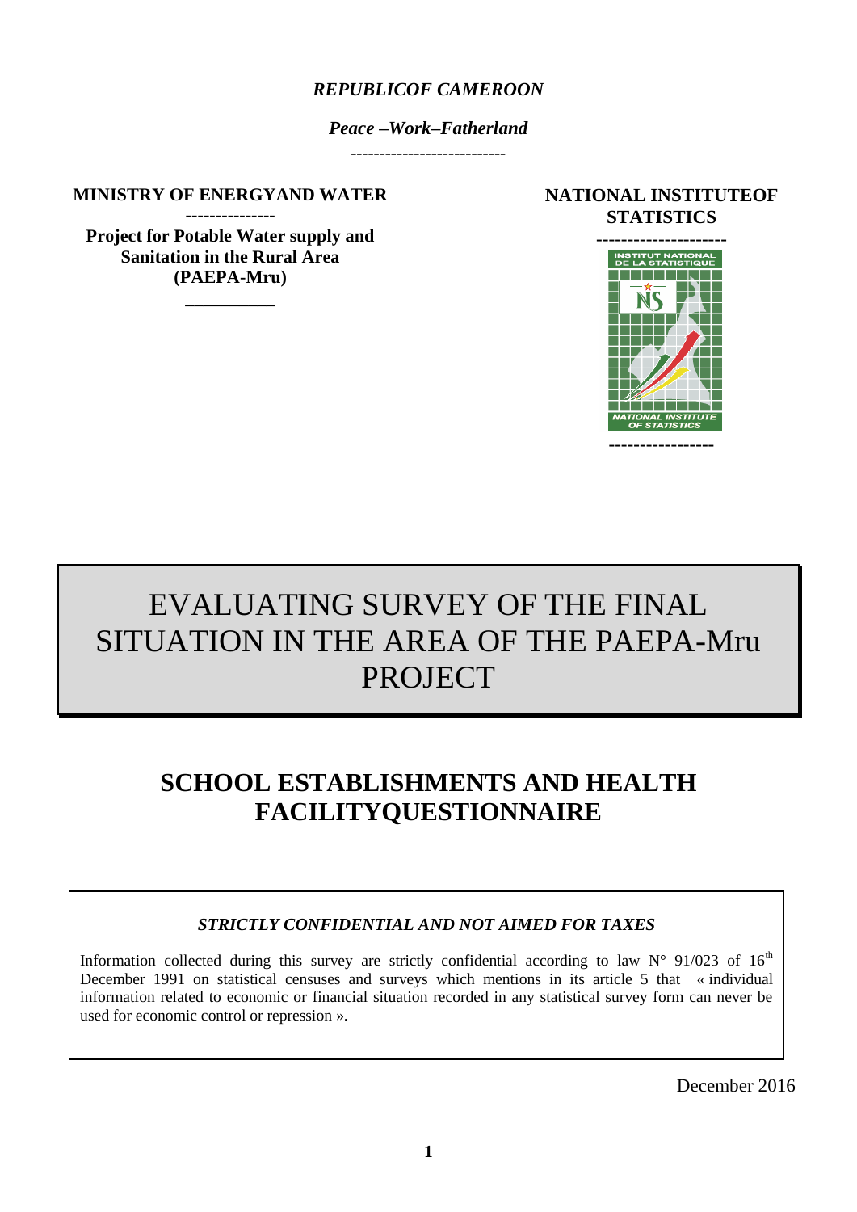*REPUBLICOF CAMEROON*

*Peace –Work–Fatherland*

---

**MINISTRY OF ENERGYAND WATER**

**Project for Potable Water supply and Sanitation in the Rural Area (PAEPA-Mru)**

**NATIONAL INSTITUTEOF STATISTICS**

# EVALUATING SURVEY OF THE FINAL SITUATION IN THE AREA OF THE PAEPA-Mru PROJECT

## SCHOOL ESTABLISHMENTS AND HEALTH FACILITYQUESTIONNAIRE

*STRICTLY CONFIDENTIAL AND NOT AIMED FOR TAXES*

Information collected during this survey are strictly confidential according to law N° 91/023 of 16th December 1991 on statistical censuses and surveys which mentions in its article 5 that « individual information related to economic or financial situation recorded in any statistical survey form can never be used for economic control or repression ».

December 2016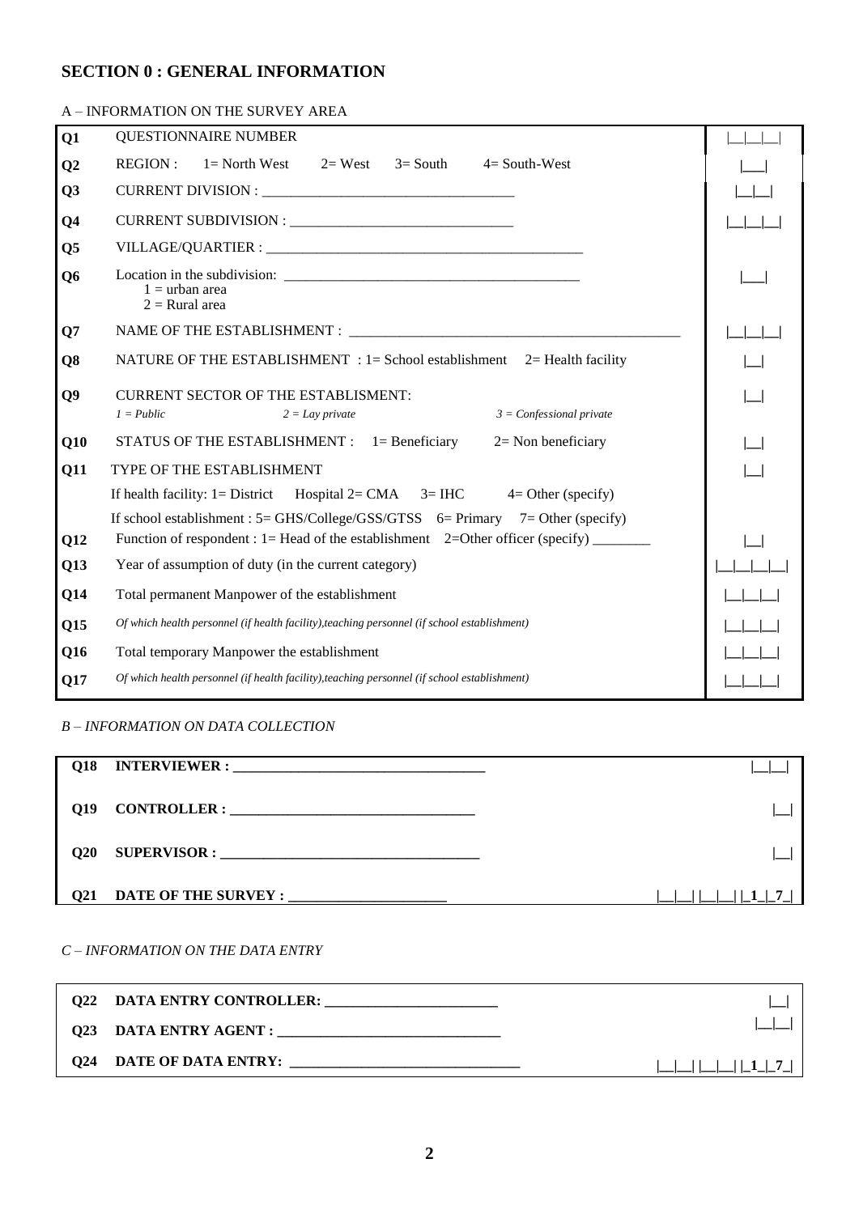## SECTION 0 : GENERAL INFORMATION

A – INFORMATION ON THE SURVEY AREA

| | | |
|---|---|---|
| Q1 | QUESTIONNAIRE NUMBER | \|__\|__\|__\| |
| Q2 | REGION : 1= North West 2= West 3= South 4= South-West | \|___\| |
| Q3 | CURRENT DIVISION : ___________________________________ | \|__\|__\| |
| Q4 | CURRENT SUBDIVISION : _______________________________ | \|__\|__\|__\| |
| Q5 | VILLAGE/QUARTIER : _____________________________________________ | |
| Q6 | Location in the subdivision: ________________________________________<br>1 = urban area<br>2 = Rural area | \|___\| |
| Q7 | NAME OF THE ESTABLISHMENT : _______________________________________________ | \|__\|__\|__\| |
| Q8 | NATURE OF THE ESTABLISHMENT : 1= School establishment 2= Health facility | \|__\| |
| Q9 | CURRENT SECTOR OF THE ESTABLISMENT:<br>*1 = Public* *2 = Lay private* *3 = Confessional private* | \|__\| |
| Q10 | STATUS OF THE ESTABLISHMENT : 1= Beneficiary 2= Non beneficiary | \|__\| |
| Q11 | TYPE OF THE ESTABLISHMENT<br>If health facility: 1= District Hospital 2= CMA 3= IHC 4= Other (specify)<br>If school establishment : 5= GHS/College/GSS/GTSS 6= Primary 7= Other (specify) | \|__\| |
| Q12 | Function of respondent : 1= Head of the establishment 2=Other officer (specify) ________ | \|__\| |
| Q13 | Year of assumption of duty (in the current category) | \|__\|__\|__\|__\| |
| Q14 | Total permanent Manpower of the establishment | \|__\|__\|__\| |
| Q15 | *Of which health personnel (if health facility),teaching personnel (if school establishment)* | \|__\|__\|__\| |
| Q16 | Total temporary Manpower the establishment | \|__\|__\|__\| |
| Q17 | *Of which health personnel (if health facility),teaching personnel (if school establishment)* | \|__\|__\|__\| |

*B – INFORMATION ON DATA COLLECTION*

| | | |
|---|---|---|
| Q18 | **INTERVIEWER : ___________________________________** | \|__\|__\| |
| Q19 | **CONTROLLER : _________________________________** | \|__\| |
| Q20 | **SUPERVISOR : ___________________________________** | \|__\| |
| Q21 | **DATE OF THE SURVEY : _____________________** | \|__\|__\| \|__\|__\| \|_1_\|_7_\| |

*C – INFORMATION ON THE DATA ENTRY*

| | | |
|---|---|---|
| Q22 | **DATA ENTRY CONTROLLER: _______________________** | \|__\| |
| Q23 | **DATA ENTRY AGENT : ______________________________** | \|__\|__\| |
| Q24 | **DATE OF DATA ENTRY: _______________________________** | \|__\|__\| \|__\|__\| \|_1_\|_7_\| |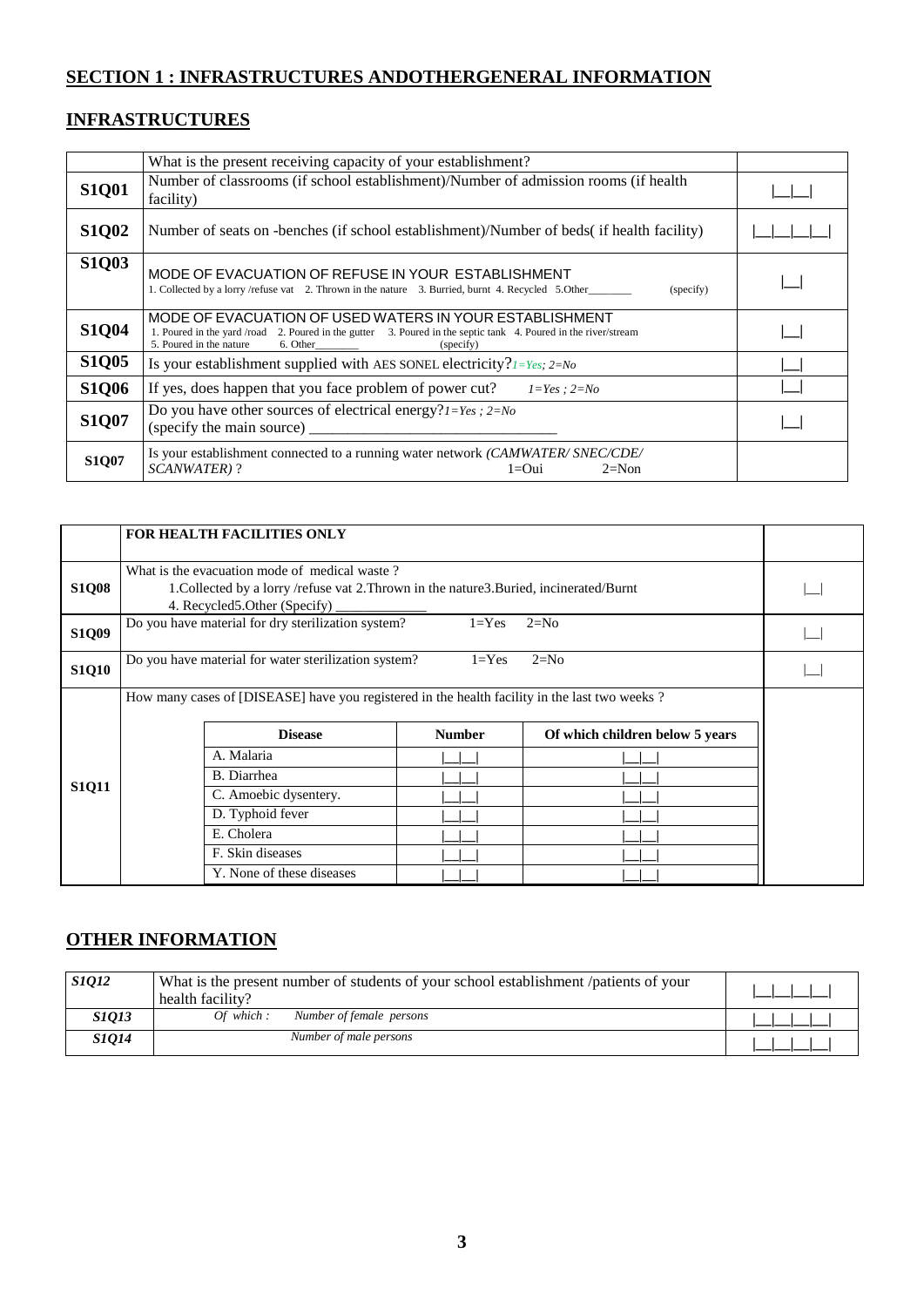## SECTION 1 : INFRASTRUCTURES ANDOTHERGENERAL INFORMATION

## INFRASTRUCTURES

| | What is the present receiving capacity of your establishment? | |
|---|---|---|
| **S1Q01** | Number of classrooms (if school establishment)/Number of admission rooms (if health facility) | \|__\|__\| |
| **S1Q02** | Number of seats on -benches (if school establishment)/Number of beds( if health facility) | \|__\|__\|__\|__\| |
| **S1Q03** | MODE OF EVACUATION OF REFUSE IN YOUR ESTABLISHMENT<br>1. Collected by a lorry /refuse vat 2. Thrown in the nature 3. Buried, burnt 4. Recycled 5.Other________ (specify) | \|__\| |
| **S1Q04** | MODE OF EVACUATION OF USED WATERS IN YOUR ESTABLISHMENT<br>1. Poured in the yard /road 2. Poured in the gutter 3. Poured in the septic tank 4. Poured in the river/stream 5. Poured in the nature 6. Other________ (specify) | \|__\| |
| **S1Q05** | Is your establishment supplied with AES SONEL electricity? *1=Yes; 2=No* | \|__\| |
| **S1Q06** | If yes, does happen that you face problem of power cut? *1=Yes ; 2=No* | \|__\| |
| **S1Q07** | Do you have other sources of electrical energy? *1=Yes ; 2=No*<br>(specify the main source) ________________________________ | \|__\| |
| **S1Q07** | Is your establishment connected to a running water network *(CAMWATER/ SNEC/CDE/ SCANWATER)* ? 1=Oui 2=Non | |

| | **FOR HEALTH FACILITIES ONLY** | | | | |
|---|---|---|---|---|---|
| **S1Q08** | What is the evacuation mode of medical waste ?<br>1.Collected by a lorry /refuse vat 2.Thrown in the nature3.Buried, incinerated/Burnt<br>4. Recycled5.Other (Specify) _____________ | | | | \|__\| |
| **S1Q09** | Do you have material for dry sterilization system? 1=Yes 2=No | | | | \|__\| |
| **S1Q10** | Do you have material for water sterilization system? 1=Yes 2=No | | | | \|__\| |
| **S1Q11** | How many cases of [DISEASE] have you registered in the health facility in the last two weeks ? | | | | |
| | | **Disease** | **Number** | **Of which children below 5 years** | |
| | | A. Malaria | \|__\|__\| | \|__\|__\| | |
| | | B. Diarrhea | \|__\|__\| | \|__\|__\| | |
| | | C. Amoebic dysentery. | \|__\|__\| | \|__\|__\| | |
| | | D. Typhoid fever | \|__\|__\| | \|__\|__\| | |
| | | E. Cholera | \|__\|__\| | \|__\|__\| | |
| | | F. Skin diseases | \|__\|__\| | \|__\|__\| | |
| | | Y. None of these diseases | \|__\|__\| | \|__\|__\| | |

## OTHER INFORMATION

| | | |
|---|---|---|
| *S1Q12* | What is the present number of students of your school establishment /patients of your health facility? | \|__\|__\|__\|__\| |
| *S1Q13* | *Of which : Number of female persons* | \|__\|__\|__\|__\| |
| *S1Q14* | *Number of male persons* | \|__\|__\|__\|__\| |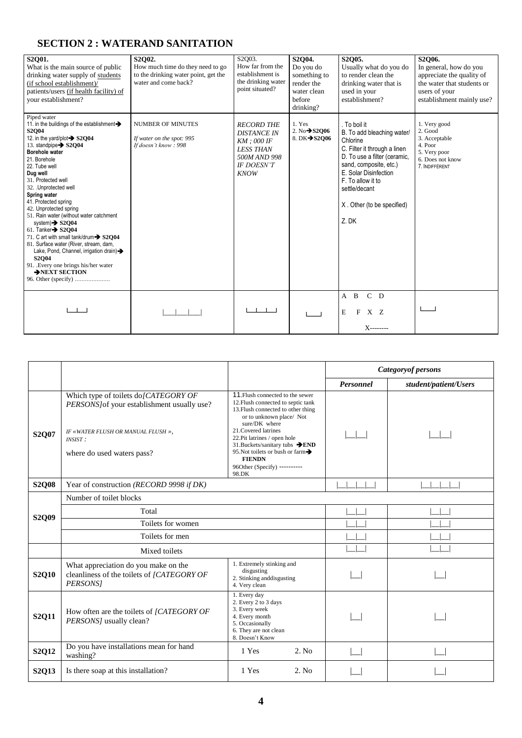## SECTION 2 : WATERAND SANITATION

| **S2Q01.** What is the main source of public drinking water supply of students (if school establishment)/ patients/users (if health facility) of your establishment? | **S2Q02.** How much time do they need to go to the drinking water point, get the water and come back? | S2Q03. How far from the establishment is the drinking water point situated? | **S2Q04.** Do you do something to render the water clean before drinking? | **S2Q05.** Usually what do you do to render clean the drinking water that is used in your establishment? | **S2Q06.** In general, how do you appreciate the quality of the water that students or users of your establishment mainly use? |
|---|---|---|---|---|---|
| Piped water<br>11. in the buildings of the establishment➔ **S2Q04**<br>12. in the yard/plot➔ **S2Q04**<br>13. standpipe➔ **S2Q04**<br>**Borehole water**<br>21. Borehole<br>22. Tube well<br>**Dug well**<br>31. Protected well<br>32. .Unprotected well<br>**Spring water**<br>41. Protected spring<br>42. Unprotected spring<br>51. Rain water (without water catchment system)➔ **S2Q04**<br>61. Tanker➔ **S2Q04**<br>71. C art with small tank/drum➔ **S2Q04**<br>81. Surface water (River, stream, dam, Lake, Pond, Channel, irrigation drain)➔ **S2Q04**<br>91. .Every one brings his/her water ➔**NEXT SECTION**<br>96. Other (specify) ..................... | NUMBER OF MINUTES<br>*If water on the spot: 995*<br>*If doesn't know : 998* | *RECORD THE DISTANCE IN KM ; 000 IF LESS THAN 500M AND 998 IF DOESN'T KNOW* | 1. Yes<br>2. No➔**S2Q06**<br>8. DK➔**S2Q06** | . To boil it<br>B. To add bleaching water/ Chlorine<br>C. Filter it through a linen<br>D. To use a filter (ceramic, sand, composite, etc.)<br>E. Solar Disinfection<br>F. To allow it to settle/decant<br>X . Other (to be specified)<br>Z. DK | 1. Very good<br>2. Good<br>3. Acceptable<br>4. Poor<br>5. Very poor<br>6. Does not know<br>7. INDIFFÉRENT |
| \|__\|__\| | \|___\|___\|___\| | \|__\|__\|__\| | \|__\| | A B C D<br>E F X Z<br>X-------- | \|__\| |

| | | | Categoryof persons | |
|---|---|---|---|---|
| | | | *Personnel* | *student/patient/Users* |
| **S2Q07** | Which type of toilets do*[CATEGORY OF PERSONS]*of your establishment usually use?<br>*IF «WATER FLUSH OR MANUAL FLUSH », INSIST :*<br>where do used waters pass? | 11.Flush connected to the sewer<br>12.Flush connected to septic tank<br>13.Flush connected to other thing or to unknown place/ Not sure/DK where<br>21.Covered latrines<br>22.Pit latrines / open hole<br>31.Buckets/sanitary tubs ➔**END**<br>95.Not toilets or bush or farm➔ **FIENDN**<br>96Other (Specify) ----------<br>98.DK | \|__\|__\| | \|__\|__\| |
| **S2Q08** | Year of construction *(RECORD 9998 if DK)* | | \|__\|__\|__\|__\| | \|__\|__\|__\|__\| |
| **S2Q09** | Number of toilet blocks | | | |
| | Total | | \|__\|__\| | \|__\|__\| |
| | Toilets for women | | \|__\|__\| | \|__\|__\| |
| | Toilets for men | | \|__\|__\| | \|__\|__\| |
| | Mixed toilets | | \|__\|__\| | \|__\|__\| |
| **S2Q10** | What appreciation do you make on the cleanliness of the toilets of *[CATEGORY OF PERSONS]* | 1. Extremely stinking and disgusting<br>2. Stinking anddisgusting<br>4. Very clean | \|__\| | \|__\| |
| **S2Q11** | How often are the toilets of *[CATEGORY OF PERSONS]* usually clean? | 1. Every day<br>2. Every 2 to 3 days<br>3. Every week<br>4. Every month<br>5. Occasionally<br>6. They are not clean<br>8. Doesn't Know | \|__\| | \|__\| |
| **S2Q12** | Do you have installations mean for hand washing? | 1 Yes 2. No | \|__\| | \|__\| |
| **S2Q13** | Is there soap at this installation? | 1 Yes 2. No | \|__\| | \|__\| |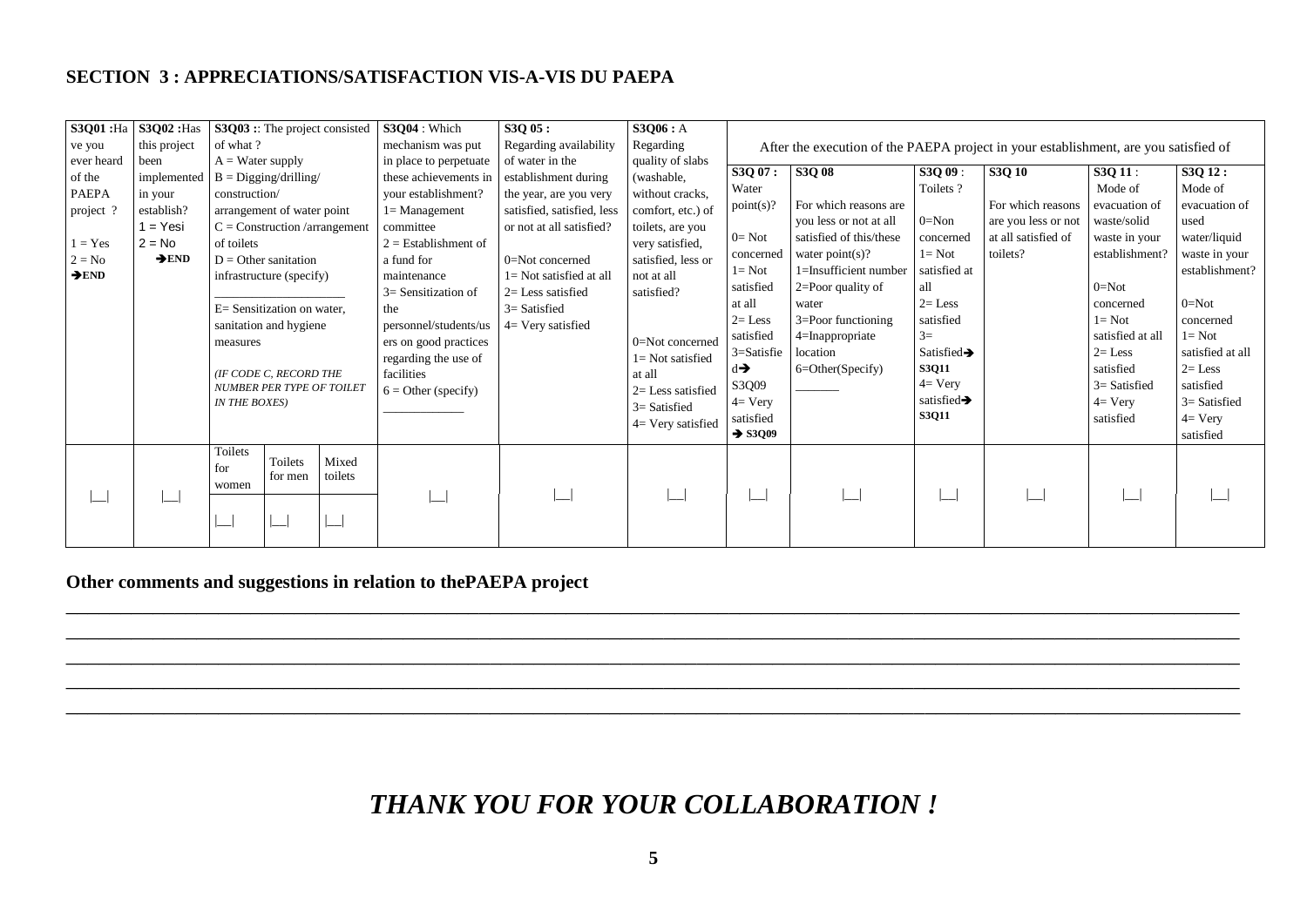## SECTION 3 : APPRECIATIONS/SATISFACTION VIS-A-VIS DU PAEPA

| **S3Q01 :**Have you ever heard of the PAEPA project ?<br>1 = Yes<br>2 = No<br>→END | **S3Q02 :**Has this project been implemented in your establish?<br>1 = Yesi<br>2 = No<br>→END | **S3Q03 :**: The project consisted of what ?<br>A = Water supply<br>B = Digging/drilling/ construction/ arrangement of water point<br>C = Construction /arrangement of toilets<br>D = Other sanitation infrastructure (specify)<br>____________________<br>E= Sensitization on water, sanitation and hygiene measures<br>*(IF CODE C, RECORD THE NUMBER PER TYPE OF TOILET IN THE BOXES)* | | | **S3Q04** : Which mechanism was put in place to perpetuate these achievements in your establishment?<br>1= Management committee<br>2 = Establishment of a fund for maintenance<br>3= Sensitization of the personnel/students/users on good practices regarding the use of facilities<br>6 = Other (specify)<br>____________ | **S3Q 05 :** Regarding availability of water in the establishment during the year, are you very satisfied, satisfied, less or not at all satisfied?<br>0=Not concerned<br>1= Not satisfied at all<br>2= Less satisfied<br>3= Satisfied<br>4= Very satisfied | **S3Q06 :** A Regarding quality of slabs (washable, without cracks, comfort, etc.) of toilets, are you very satisfied, satisfied, less or not at all satisfied?<br>0=Not concerned<br>1= Not satisfied at all<br>2= Less satisfied<br>3= Satisfied<br>4= Very satisfied | After the execution of the PAEPA project in your establishment, are you satisfied of | | | | | |
|---|---|---|---|---|---|---|---|---|---|---|---|---|---|
| | | | | | | | | **S3Q 07 :** Water point(s)?<br>0= Not concerned<br>1= Not satisfied at all<br>2= Less satisfied<br>3=Satisfied→ S3Q09<br>4= Very satisfied<br>→ S3Q09 | **S3Q 08**<br>For which reasons are you less or not at all satisfied of this/these water point(s)?<br>1=Insufficient number<br>2=Poor quality of water<br>3=Poor functioning<br>4=Inappropriate location<br>6=Other(Specify)<br>_______ | **S3Q 09** : Toilets ?<br>0=Non concerned<br>1= Not satisfied at all<br>2= Less satisfied<br>3= Satisfied→ **S3Q11**<br>4= Very satisfied→ **S3Q11** | **S3Q 10**<br>For which reasons are you less or not at all satisfied of toilets? | **S3Q 11** : Mode of evacuation of waste/solid waste in your establishment?<br>0=Not concerned<br>1= Not satisfied at all<br>2= Less satisfied<br>3= Satisfied<br>4= Very satisfied | **S3Q 12 :** Mode of evacuation of used water/liquid waste in your establishment?<br>0=Not concerned<br>1= Not satisfied at all<br>2= Less satisfied<br>3= Satisfied<br>4= Very satisfied |
| | | Toilets for women | Toilets for men | Mixed toilets | | | | | | | | | |
| \|__\| | \|__\| | \|__\| | \|__\| | \|__\| | \|__\| | \|__\| | \|__\| | \|__\| | \|__\| | \|__\| | \|__\| | \|__\| | \|__\| |

**Other comments and suggestions in relation to thePAEPA project**

________________________________________________________________________________

________________________________________________________________________________

________________________________________________________________________________

________________________________________________________________________________

________________________________________________________________________________

# *THANK YOU FOR YOUR COLLABORATION !*